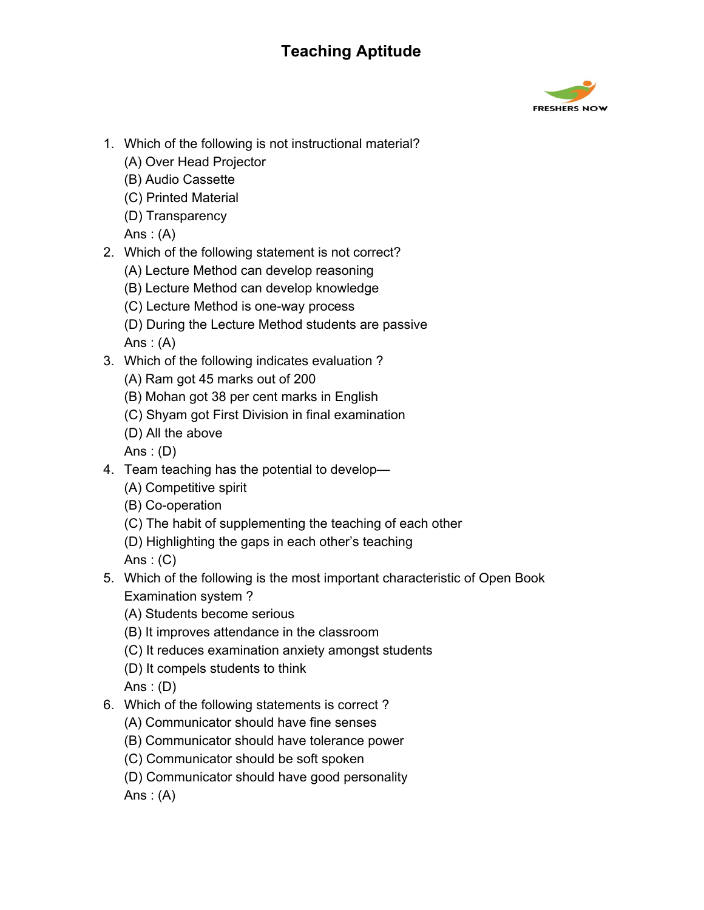# Teaching Aptitude

1. Which of the following is not instructional material?
   (A) Over Head Projector
   (B) Audio Cassette
   (C) Printed Material
   (D) Transparency
   Ans : (A)
2. Which of the following statement is not correct?
   (A) Lecture Method can develop reasoning
   (B) Lecture Method can develop knowledge
   (C) Lecture Method is one-way process
   (D) During the Lecture Method students are passive
   Ans : (A)
3. Which of the following indicates evaluation ?
   (A) Ram got 45 marks out of 200
   (B) Mohan got 38 per cent marks in English
   (C) Shyam got First Division in final examination
   (D) All the above
   Ans : (D)
4. Team teaching has the potential to develop—
   (A) Competitive spirit
   (B) Co-operation
   (C) The habit of supplementing the teaching of each other
   (D) Highlighting the gaps in each other's teaching
   Ans : (C)
5. Which of the following is the most important characteristic of Open Book Examination system ?
   (A) Students become serious
   (B) It improves attendance in the classroom
   (C) It reduces examination anxiety amongst students
   (D) It compels students to think
   Ans : (D)
6. Which of the following statements is correct ?
   (A) Communicator should have fine senses
   (B) Communicator should have tolerance power
   (C) Communicator should be soft spoken
   (D) Communicator should have good personality
   Ans : (A)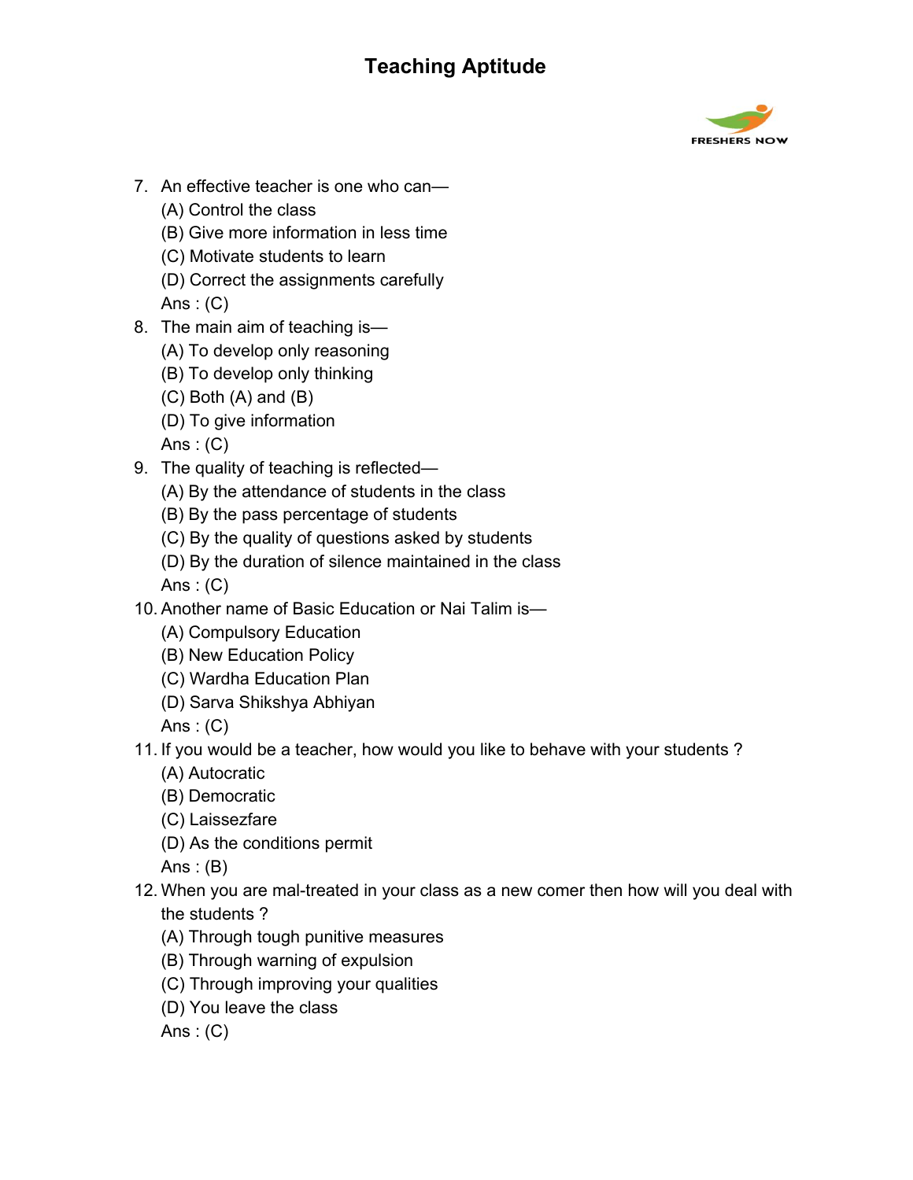7. An effective teacher is one who can—
   (A) Control the class
   (B) Give more information in less time
   (C) Motivate students to learn
   (D) Correct the assignments carefully
   Ans : (C)
8. The main aim of teaching is—
   (A) To develop only reasoning
   (B) To develop only thinking
   (C) Both (A) and (B)
   (D) To give information
   Ans : (C)
9. The quality of teaching is reflected—
   (A) By the attendance of students in the class
   (B) By the pass percentage of students
   (C) By the quality of questions asked by students
   (D) By the duration of silence maintained in the class
   Ans : (C)
10. Another name of Basic Education or Nai Talim is—
    (A) Compulsory Education
    (B) New Education Policy
    (C) Wardha Education Plan
    (D) Sarva Shikshya Abhiyan
    Ans : (C)
11. If you would be a teacher, how would you like to behave with your students ?
    (A) Autocratic
    (B) Democratic
    (C) Laissezfare
    (D) As the conditions permit
    Ans : (B)
12. When you are mal-treated in your class as a new comer then how will you deal with the students ?
    (A) Through tough punitive measures
    (B) Through warning of expulsion
    (C) Through improving your qualities
    (D) You leave the class
    Ans : (C)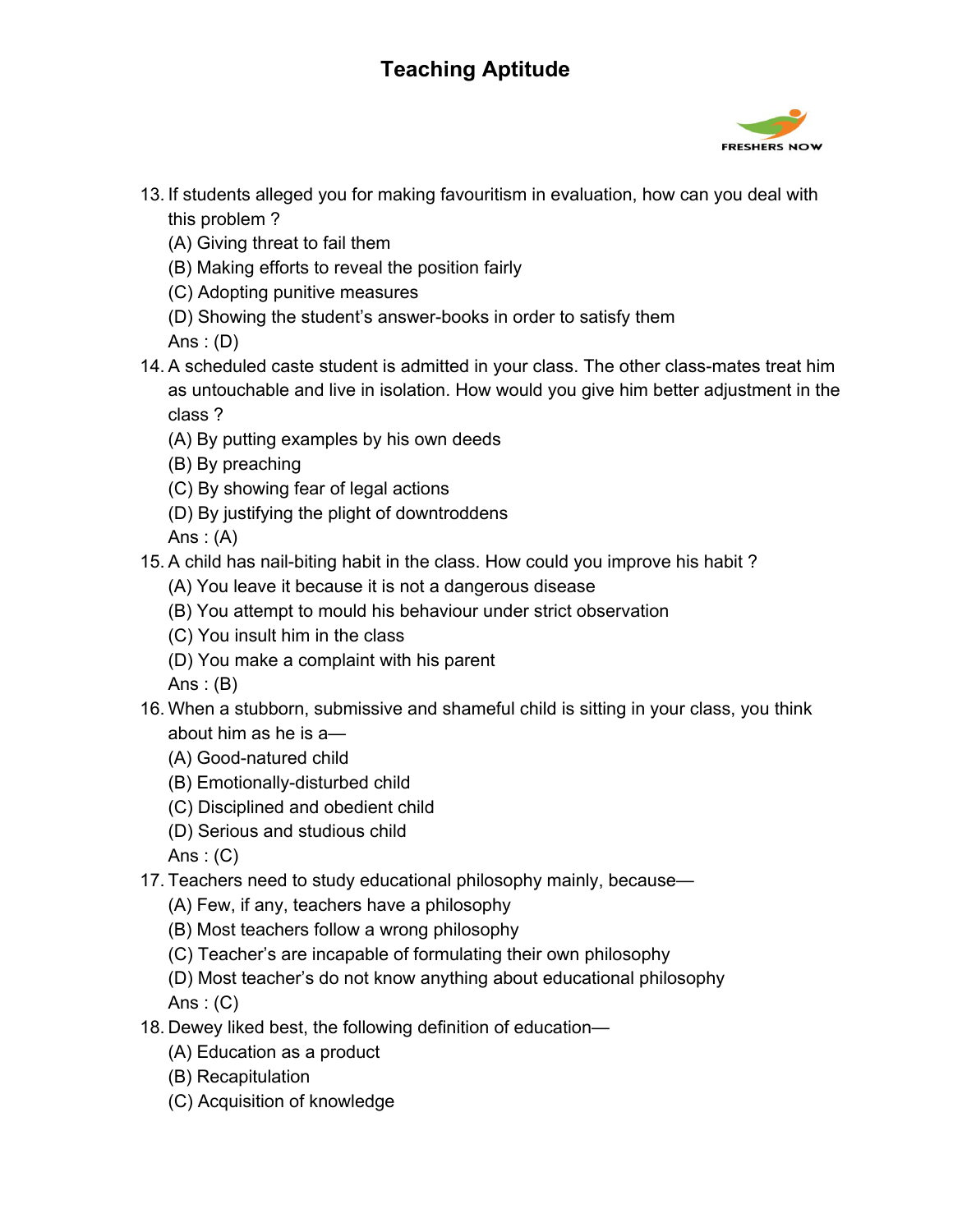13. If students alleged you for making favouritism in evaluation, how can you deal with this problem ?
    (A) Giving threat to fail them
    (B) Making efforts to reveal the position fairly
    (C) Adopting punitive measures
    (D) Showing the student's answer-books in order to satisfy them
    Ans : (D)
14. A scheduled caste student is admitted in your class. The other class-mates treat him as untouchable and live in isolation. How would you give him better adjustment in the class ?
    (A) By putting examples by his own deeds
    (B) By preaching
    (C) By showing fear of legal actions
    (D) By justifying the plight of downtroddens
    Ans : (A)
15. A child has nail-biting habit in the class. How could you improve his habit ?
    (A) You leave it because it is not a dangerous disease
    (B) You attempt to mould his behaviour under strict observation
    (C) You insult him in the class
    (D) You make a complaint with his parent
    Ans : (B)
16. When a stubborn, submissive and shameful child is sitting in your class, you think about him as he is a—
    (A) Good-natured child
    (B) Emotionally-disturbed child
    (C) Disciplined and obedient child
    (D) Serious and studious child
    Ans : (C)
17. Teachers need to study educational philosophy mainly, because—
    (A) Few, if any, teachers have a philosophy
    (B) Most teachers follow a wrong philosophy
    (C) Teacher's are incapable of formulating their own philosophy
    (D) Most teacher's do not know anything about educational philosophy
    Ans : (C)
18. Dewey liked best, the following definition of education—
    (A) Education as a product
    (B) Recapitulation
    (C) Acquisition of knowledge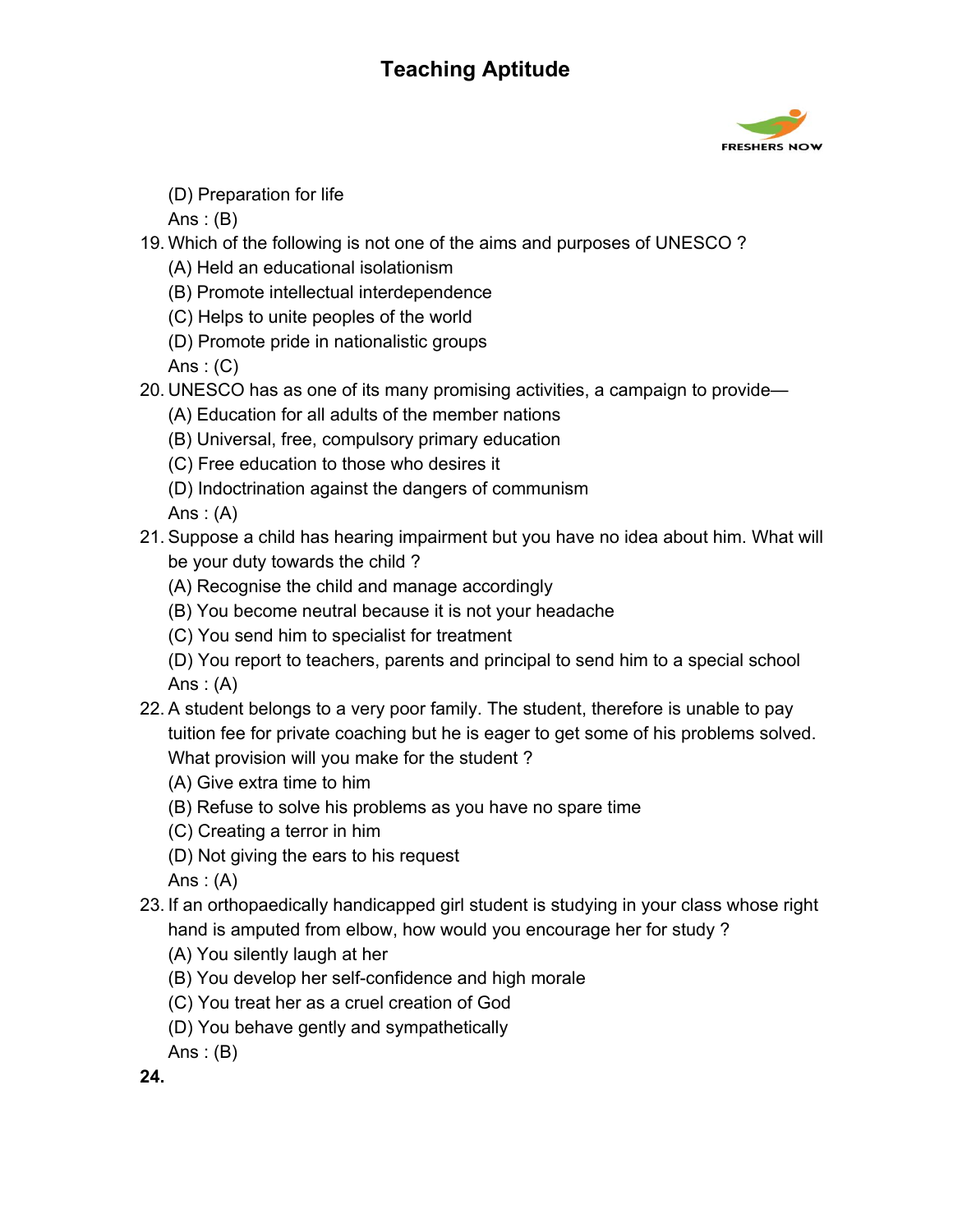(D) Preparation for life

Ans : (B)

19. Which of the following is not one of the aims and purposes of UNESCO ?

    (A) Held an educational isolationism

    (B) Promote intellectual interdependence

    (C) Helps to unite peoples of the world

    (D) Promote pride in nationalistic groups

    Ans : (C)

20. UNESCO has as one of its many promising activities, a campaign to provide—

    (A) Education for all adults of the member nations

    (B) Universal, free, compulsory primary education

    (C) Free education to those who desires it

    (D) Indoctrination against the dangers of communism

    Ans : (A)

21. Suppose a child has hearing impairment but you have no idea about him. What will be your duty towards the child ?

    (A) Recognise the child and manage accordingly

    (B) You become neutral because it is not your headache

    (C) You send him to specialist for treatment

    (D) You report to teachers, parents and principal to send him to a special school

    Ans : (A)

22. A student belongs to a very poor family. The student, therefore is unable to pay tuition fee for private coaching but he is eager to get some of his problems solved. What provision will you make for the student ?

    (A) Give extra time to him

    (B) Refuse to solve his problems as you have no spare time

    (C) Creating a terror in him

    (D) Not giving the ears to his request

    Ans : (A)

23. If an orthopaedically handicapped girl student is studying in your class whose right hand is amputed from elbow, how would you encourage her for study ?

    (A) You silently laugh at her

    (B) You develop her self-confidence and high morale

    (C) You treat her as a cruel creation of God

    (D) You behave gently and sympathetically

    Ans : (B)

**24.**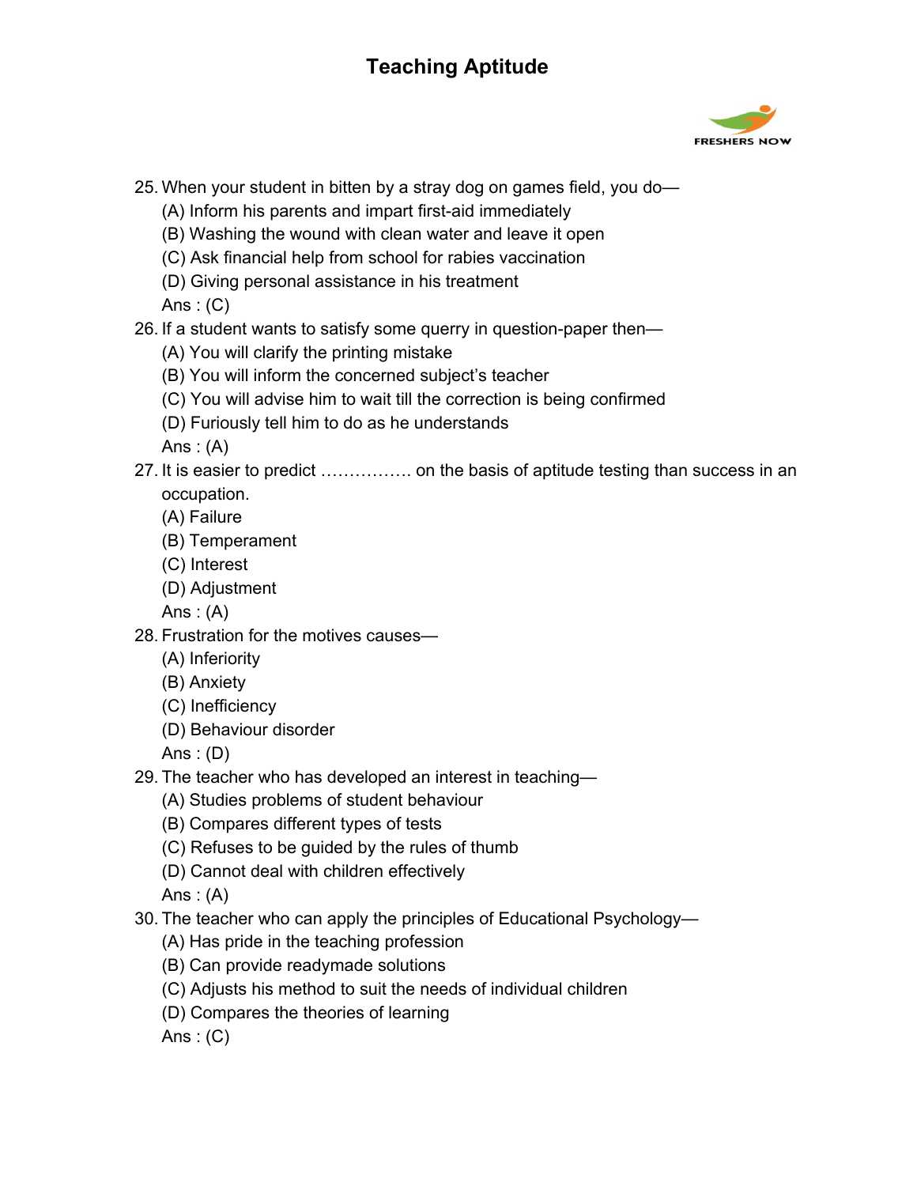25. When your student in bitten by a stray dog on games field, you do—
    (A) Inform his parents and impart first-aid immediately
    (B) Washing the wound with clean water and leave it open
    (C) Ask financial help from school for rabies vaccination
    (D) Giving personal assistance in his treatment
    Ans : (C)
26. If a student wants to satisfy some querry in question-paper then—
    (A) You will clarify the printing mistake
    (B) You will inform the concerned subject's teacher
    (C) You will advise him to wait till the correction is being confirmed
    (D) Furiously tell him to do as he understands
    Ans : (A)
27. It is easier to predict ……………. on the basis of aptitude testing than success in an occupation.
    (A) Failure
    (B) Temperament
    (C) Interest
    (D) Adjustment
    Ans : (A)
28. Frustration for the motives causes—
    (A) Inferiority
    (B) Anxiety
    (C) Inefficiency
    (D) Behaviour disorder
    Ans : (D)
29. The teacher who has developed an interest in teaching—
    (A) Studies problems of student behaviour
    (B) Compares different types of tests
    (C) Refuses to be guided by the rules of thumb
    (D) Cannot deal with children effectively
    Ans : (A)
30. The teacher who can apply the principles of Educational Psychology—
    (A) Has pride in the teaching profession
    (B) Can provide readymade solutions
    (C) Adjusts his method to suit the needs of individual children
    (D) Compares the theories of learning
    Ans : (C)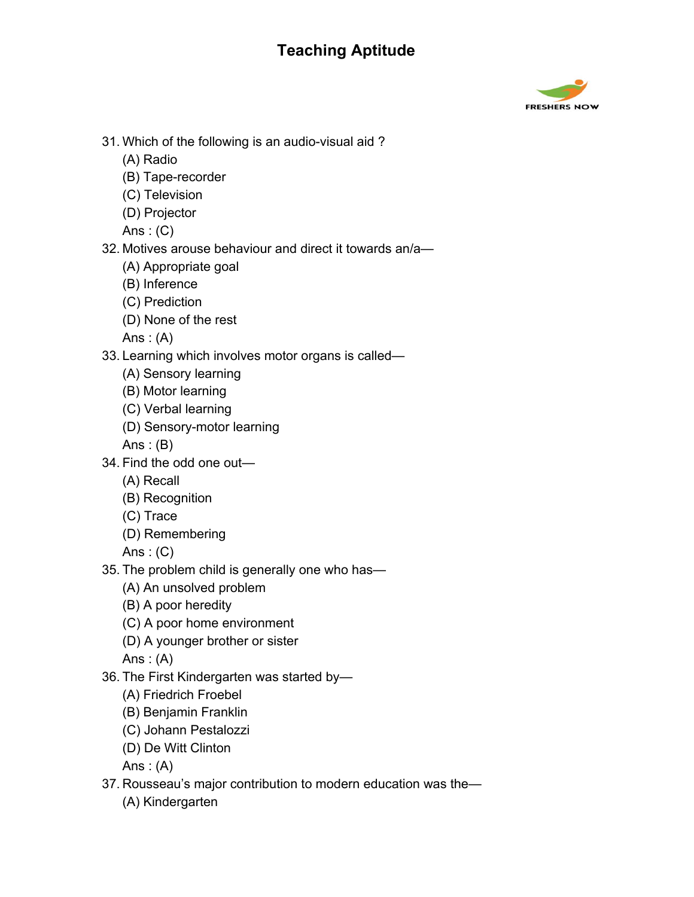# Teaching Aptitude

31. Which of the following is an audio-visual aid ?
    (A) Radio
    (B) Tape-recorder
    (C) Television
    (D) Projector
    Ans : (C)
32. Motives arouse behaviour and direct it towards an/a—
    (A) Appropriate goal
    (B) Inference
    (C) Prediction
    (D) None of the rest
    Ans : (A)
33. Learning which involves motor organs is called—
    (A) Sensory learning
    (B) Motor learning
    (C) Verbal learning
    (D) Sensory-motor learning
    Ans : (B)
34. Find the odd one out—
    (A) Recall
    (B) Recognition
    (C) Trace
    (D) Remembering
    Ans : (C)
35. The problem child is generally one who has—
    (A) An unsolved problem
    (B) A poor heredity
    (C) A poor home environment
    (D) A younger brother or sister
    Ans : (A)
36. The First Kindergarten was started by—
    (A) Friedrich Froebel
    (B) Benjamin Franklin
    (C) Johann Pestalozzi
    (D) De Witt Clinton
    Ans : (A)
37. Rousseau's major contribution to modern education was the—
    (A) Kindergarten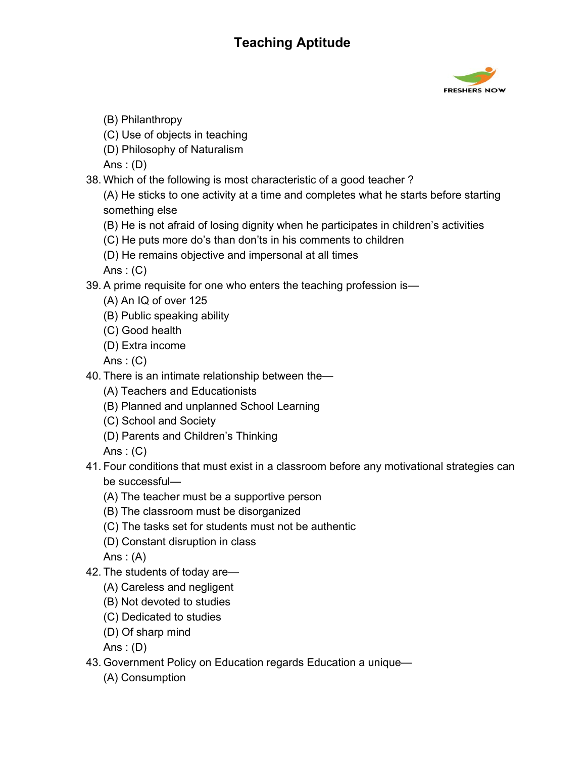(B) Philanthropy
(C) Use of objects in teaching
(D) Philosophy of Naturalism
Ans : (D)

38. Which of the following is most characteristic of a good teacher ?
(A) He sticks to one activity at a time and completes what he starts before starting something else
(B) He is not afraid of losing dignity when he participates in children's activities
(C) He puts more do's than don'ts in his comments to children
(D) He remains objective and impersonal at all times
Ans : (C)

39. A prime requisite for one who enters the teaching profession is—
(A) An IQ of over 125
(B) Public speaking ability
(C) Good health
(D) Extra income
Ans : (C)

40. There is an intimate relationship between the—
(A) Teachers and Educationists
(B) Planned and unplanned School Learning
(C) School and Society
(D) Parents and Children's Thinking
Ans : (C)

41. Four conditions that must exist in a classroom before any motivational strategies can be successful—
(A) The teacher must be a supportive person
(B) The classroom must be disorganized
(C) The tasks set for students must not be authentic
(D) Constant disruption in class
Ans : (A)

42. The students of today are—
(A) Careless and negligent
(B) Not devoted to studies
(C) Dedicated to studies
(D) Of sharp mind
Ans : (D)

43. Government Policy on Education regards Education a unique—
(A) Consumption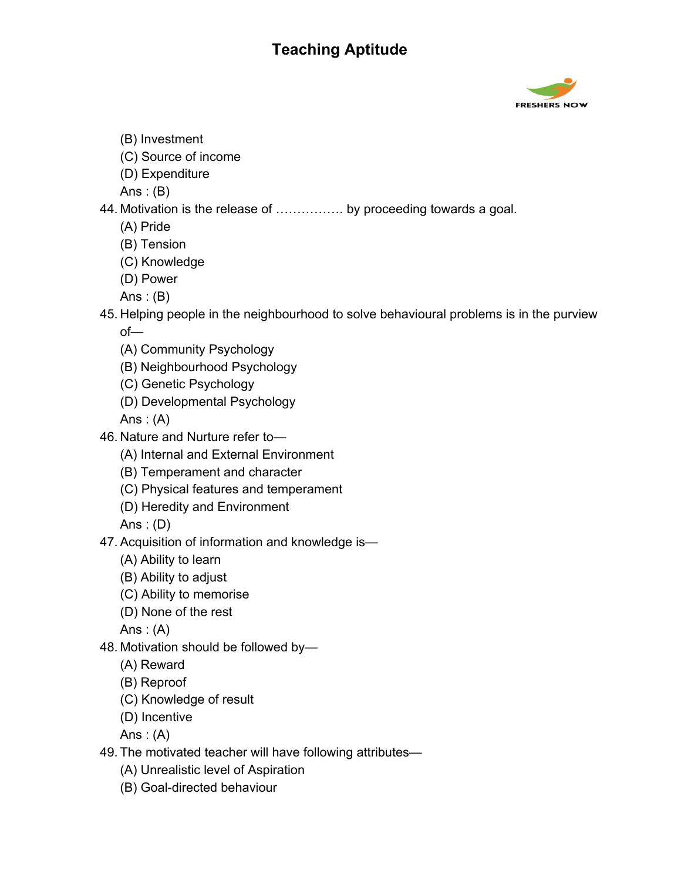(B) Investment
(C) Source of income
(D) Expenditure
Ans : (B)

44. Motivation is the release of ……………. by proceeding towards a goal.
 (A) Pride
 (B) Tension
 (C) Knowledge
 (D) Power
 Ans : (B)
45. Helping people in the neighbourhood to solve behavioural problems is in the purview of—
 (A) Community Psychology
 (B) Neighbourhood Psychology
 (C) Genetic Psychology
 (D) Developmental Psychology
 Ans : (A)
46. Nature and Nurture refer to—
 (A) Internal and External Environment
 (B) Temperament and character
 (C) Physical features and temperament
 (D) Heredity and Environment
 Ans : (D)
47. Acquisition of information and knowledge is—
 (A) Ability to learn
 (B) Ability to adjust
 (C) Ability to memorise
 (D) None of the rest
 Ans : (A)
48. Motivation should be followed by—
 (A) Reward
 (B) Reproof
 (C) Knowledge of result
 (D) Incentive
 Ans : (A)
49. The motivated teacher will have following attributes—
 (A) Unrealistic level of Aspiration
 (B) Goal-directed behaviour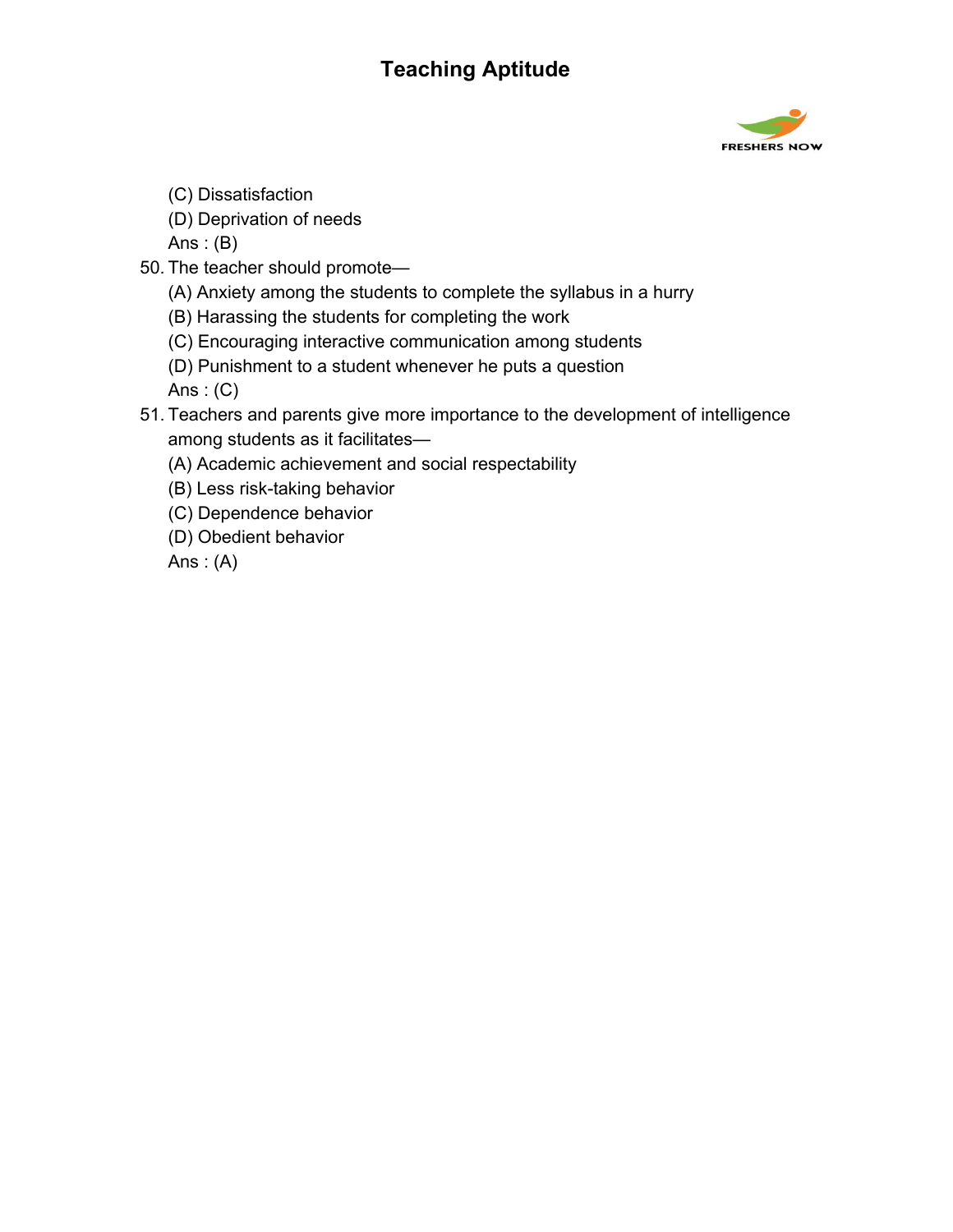(C) Dissatisfaction
(D) Deprivation of needs
Ans : (B)

50. The teacher should promote—
(A) Anxiety among the students to complete the syllabus in a hurry
(B) Harassing the students for completing the work
(C) Encouraging interactive communication among students
(D) Punishment to a student whenever he puts a question
Ans : (C)

51. Teachers and parents give more importance to the development of intelligence among students as it facilitates—
(A) Academic achievement and social respectability
(B) Less risk-taking behavior
(C) Dependence behavior
(D) Obedient behavior
Ans : (A)